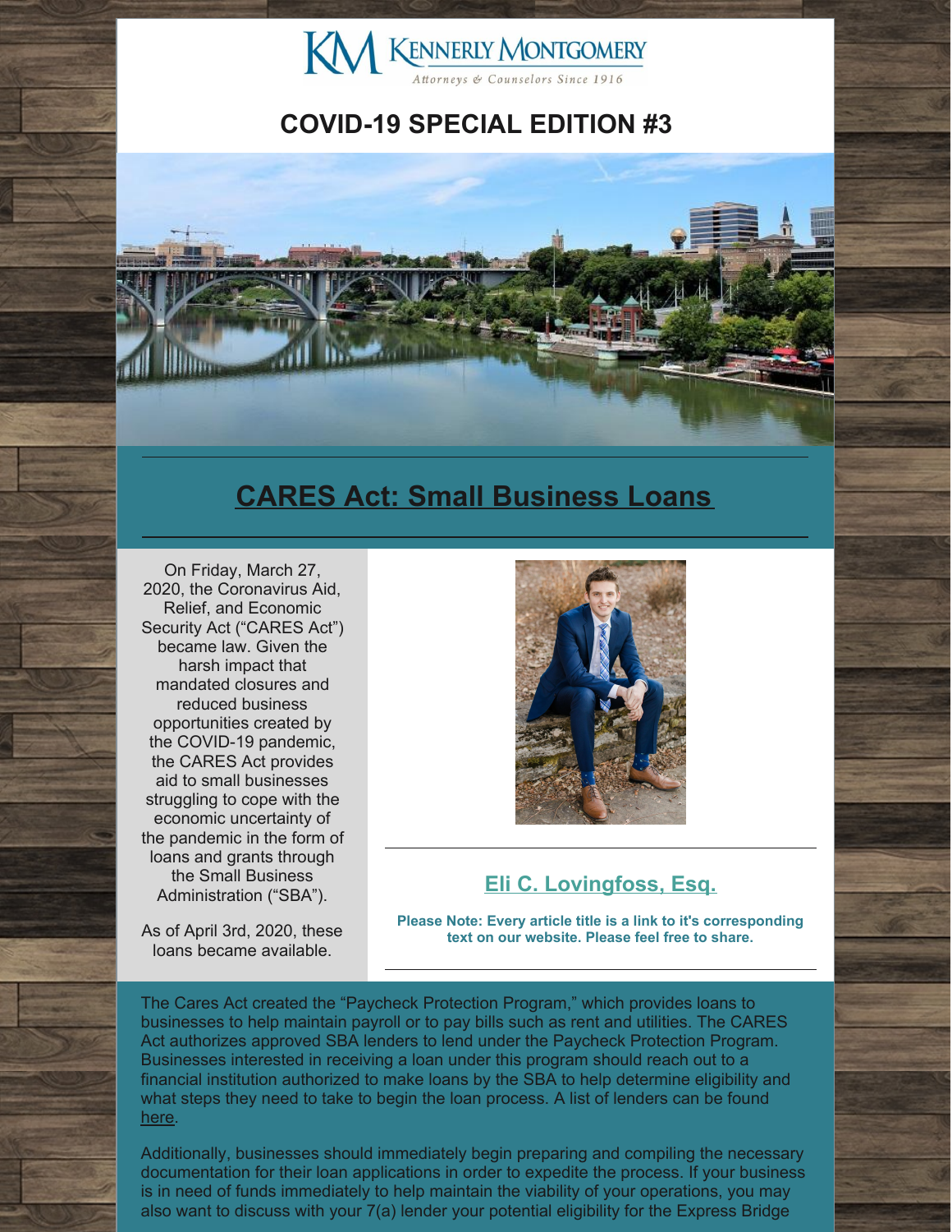KENNERLY MONTGOMERY

*Attorneys & Counselors Since 1916*

# COVID-19 SPECIAL EDITION #3

## CARES Act: Small Business Loans

On Friday, March 27, 2020, the Coronavirus Aid, Relief, and Economic Security Act ("CARES Act") became law. Given the harsh impact that mandated closures and reduced business opportunities created by the COVID-19 pandemic, the CARES Act provides aid to small businesses struggling to cope with the economic uncertainty of the pandemic in the form of loans and grants through the Small Business Administration ("SBA").

As of April 3rd, 2020, these loans became available.

### Eli C. Lovingfoss, Esq.

**Please Note: Every article title is a link to it's corresponding text on our website. Please feel free to share.**

The Cares Act created the "Paycheck Protection Program," which provides loans to businesses to help maintain payroll or to pay bills such as rent and utilities. The CARES Act authorizes approved SBA lenders to lend under the Paycheck Protection Program. Businesses interested in receiving a loan under this program should reach out to a financial institution authorized to make loans by the SBA to help determine eligibility and what steps they need to take to begin the loan process. A list of lenders can be found here.

Additionally, businesses should immediately begin preparing and compiling the necessary documentation for their loan applications in order to expedite the process. If your business is in need of funds immediately to help maintain the viability of your operations, you may also want to discuss with your 7(a) lender your potential eligibility for the Express Bridge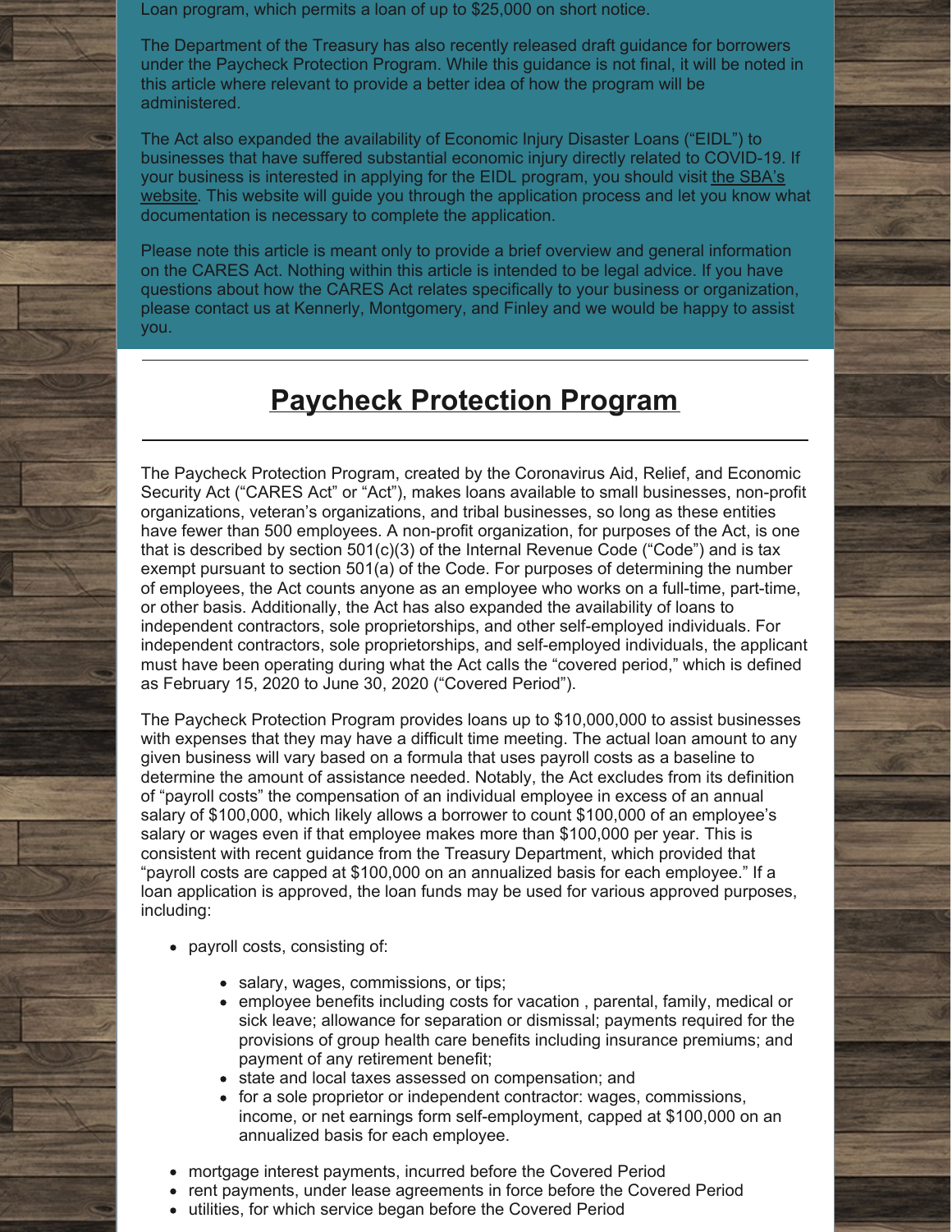Loan program, which permits a loan of up to $25,000 on short notice.

The Department of the Treasury has also recently released draft guidance for borrowers under the Paycheck Protection Program. While this guidance is not final, it will be noted in this article where relevant to provide a better idea of how the program will be administered.

The Act also expanded the availability of Economic Injury Disaster Loans ("EIDL") to businesses that have suffered substantial economic injury directly related to COVID-19. If your business is interested in applying for the EIDL program, you should visit the SBA's website. This website will guide you through the application process and let you know what documentation is necessary to complete the application.

Please note this article is meant only to provide a brief overview and general information on the CARES Act. Nothing within this article is intended to be legal advice. If you have questions about how the CARES Act relates specifically to your business or organization, please contact us at Kennerly, Montgomery, and Finley and we would be happy to assist you.

---

## Paycheck Protection Program

---

The Paycheck Protection Program, created by the Coronavirus Aid, Relief, and Economic Security Act ("CARES Act" or "Act"), makes loans available to small businesses, non-profit organizations, veteran's organizations, and tribal businesses, so long as these entities have fewer than 500 employees. A non-profit organization, for purposes of the Act, is one that is described by section 501(c)(3) of the Internal Revenue Code ("Code") and is tax exempt pursuant to section 501(a) of the Code. For purposes of determining the number of employees, the Act counts anyone as an employee who works on a full-time, part-time, or other basis. Additionally, the Act has also expanded the availability of loans to independent contractors, sole proprietorships, and other self-employed individuals. For independent contractors, sole proprietorships, and self-employed individuals, the applicant must have been operating during what the Act calls the "covered period," which is defined as February 15, 2020 to June 30, 2020 ("Covered Period").

The Paycheck Protection Program provides loans up to $10,000,000 to assist businesses with expenses that they may have a difficult time meeting. The actual loan amount to any given business will vary based on a formula that uses payroll costs as a baseline to determine the amount of assistance needed. Notably, the Act excludes from its definition of "payroll costs" the compensation of an individual employee in excess of an annual salary of $100,000, which likely allows a borrower to count $100,000 of an employee's salary or wages even if that employee makes more than $100,000 per year. This is consistent with recent guidance from the Treasury Department, which provided that "payroll costs are capped at $100,000 on an annualized basis for each employee." If a loan application is approved, the loan funds may be used for various approved purposes, including:

- payroll costs, consisting of:
  - salary, wages, commissions, or tips;
  - employee benefits including costs for vacation , parental, family, medical or sick leave; allowance for separation or dismissal; payments required for the provisions of group health care benefits including insurance premiums; and payment of any retirement benefit;
  - state and local taxes assessed on compensation; and
  - for a sole proprietor or independent contractor: wages, commissions, income, or net earnings form self-employment, capped at $100,000 on an annualized basis for each employee.
- mortgage interest payments, incurred before the Covered Period
- rent payments, under lease agreements in force before the Covered Period
- utilities, for which service began before the Covered Period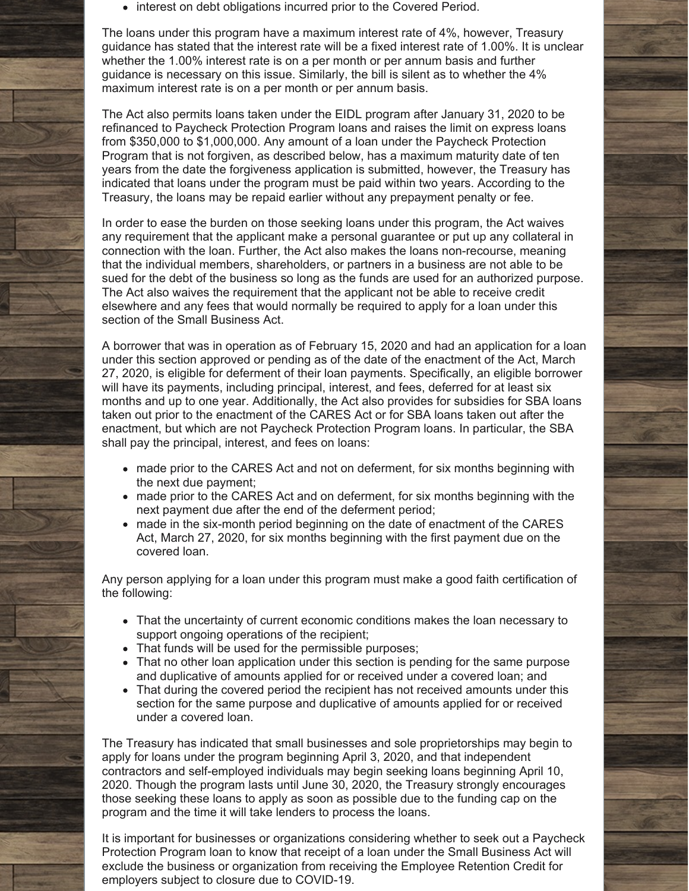- interest on debt obligations incurred prior to the Covered Period.

The loans under this program have a maximum interest rate of 4%, however, Treasury guidance has stated that the interest rate will be a fixed interest rate of 1.00%. It is unclear whether the 1.00% interest rate is on a per month or per annum basis and further guidance is necessary on this issue. Similarly, the bill is silent as to whether the 4% maximum interest rate is on a per month or per annum basis.

The Act also permits loans taken under the EIDL program after January 31, 2020 to be refinanced to Paycheck Protection Program loans and raises the limit on express loans from $350,000 to $1,000,000. Any amount of a loan under the Paycheck Protection Program that is not forgiven, as described below, has a maximum maturity date of ten years from the date the forgiveness application is submitted, however, the Treasury has indicated that loans under the program must be paid within two years. According to the Treasury, the loans may be repaid earlier without any prepayment penalty or fee.

In order to ease the burden on those seeking loans under this program, the Act waives any requirement that the applicant make a personal guarantee or put up any collateral in connection with the loan. Further, the Act also makes the loans non-recourse, meaning that the individual members, shareholders, or partners in a business are not able to be sued for the debt of the business so long as the funds are used for an authorized purpose. The Act also waives the requirement that the applicant not be able to receive credit elsewhere and any fees that would normally be required to apply for a loan under this section of the Small Business Act.

A borrower that was in operation as of February 15, 2020 and had an application for a loan under this section approved or pending as of the date of the enactment of the Act, March 27, 2020, is eligible for deferment of their loan payments. Specifically, an eligible borrower will have its payments, including principal, interest, and fees, deferred for at least six months and up to one year. Additionally, the Act also provides for subsidies for SBA loans taken out prior to the enactment of the CARES Act or for SBA loans taken out after the enactment, but which are not Paycheck Protection Program loans. In particular, the SBA shall pay the principal, interest, and fees on loans:

- made prior to the CARES Act and not on deferment, for six months beginning with the next due payment;
- made prior to the CARES Act and on deferment, for six months beginning with the next payment due after the end of the deferment period;
- made in the six-month period beginning on the date of enactment of the CARES Act, March 27, 2020, for six months beginning with the first payment due on the covered loan.

Any person applying for a loan under this program must make a good faith certification of the following:

- That the uncertainty of current economic conditions makes the loan necessary to support ongoing operations of the recipient;
- That funds will be used for the permissible purposes;
- That no other loan application under this section is pending for the same purpose and duplicative of amounts applied for or received under a covered loan; and
- That during the covered period the recipient has not received amounts under this section for the same purpose and duplicative of amounts applied for or received under a covered loan.

The Treasury has indicated that small businesses and sole proprietorships may begin to apply for loans under the program beginning April 3, 2020, and that independent contractors and self-employed individuals may begin seeking loans beginning April 10, 2020. Though the program lasts until June 30, 2020, the Treasury strongly encourages those seeking these loans to apply as soon as possible due to the funding cap on the program and the time it will take lenders to process the loans.

It is important for businesses or organizations considering whether to seek out a Paycheck Protection Program loan to know that receipt of a loan under the Small Business Act will exclude the business or organization from receiving the Employee Retention Credit for employers subject to closure due to COVID-19.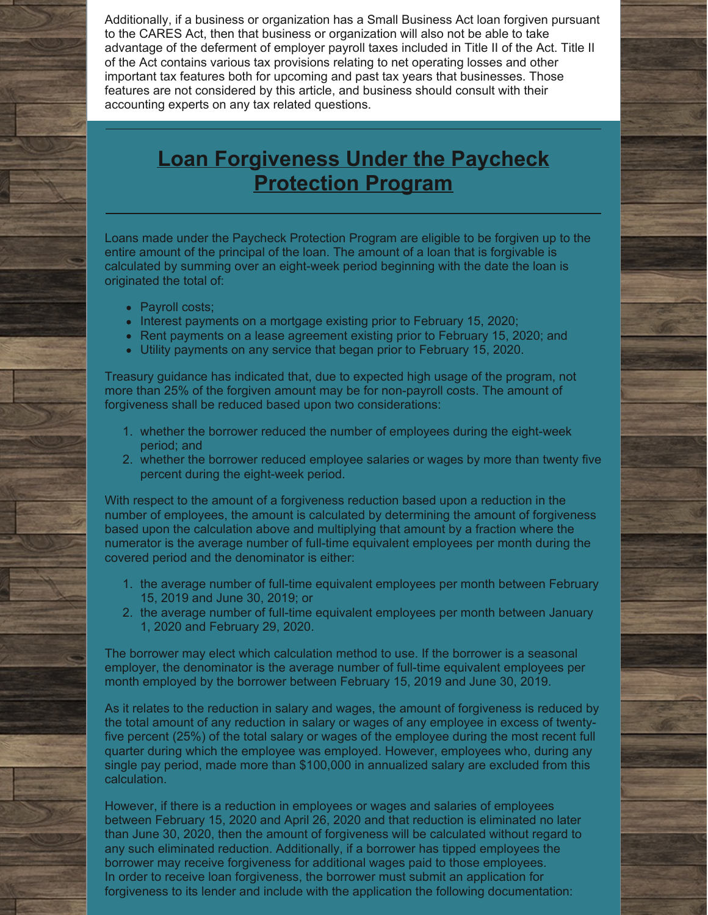Additionally, if a business or organization has a Small Business Act loan forgiven pursuant to the CARES Act, then that business or organization will also not be able to take advantage of the deferment of employer payroll taxes included in Title II of the Act. Title II of the Act contains various tax provisions relating to net operating losses and other important tax features both for upcoming and past tax years that businesses. Those features are not considered by this article, and business should consult with their accounting experts on any tax related questions.

---

## Loan Forgiveness Under the Paycheck Protection Program

---

Loans made under the Paycheck Protection Program are eligible to be forgiven up to the entire amount of the principal of the loan. The amount of a loan that is forgivable is calculated by summing over an eight-week period beginning with the date the loan is originated the total of:

- Payroll costs;
- Interest payments on a mortgage existing prior to February 15, 2020;
- Rent payments on a lease agreement existing prior to February 15, 2020; and
- Utility payments on any service that began prior to February 15, 2020.

Treasury guidance has indicated that, due to expected high usage of the program, not more than 25% of the forgiven amount may be for non-payroll costs. The amount of forgiveness shall be reduced based upon two considerations:

1. whether the borrower reduced the number of employees during the eight-week period; and
2. whether the borrower reduced employee salaries or wages by more than twenty five percent during the eight-week period.

With respect to the amount of a forgiveness reduction based upon a reduction in the number of employees, the amount is calculated by determining the amount of forgiveness based upon the calculation above and multiplying that amount by a fraction where the numerator is the average number of full-time equivalent employees per month during the covered period and the denominator is either:

1. the average number of full-time equivalent employees per month between February 15, 2019 and June 30, 2019; or
2. the average number of full-time equivalent employees per month between January 1, 2020 and February 29, 2020.

The borrower may elect which calculation method to use. If the borrower is a seasonal employer, the denominator is the average number of full-time equivalent employees per month employed by the borrower between February 15, 2019 and June 30, 2019.

As it relates to the reduction in salary and wages, the amount of forgiveness is reduced by the total amount of any reduction in salary or wages of any employee in excess of twenty-five percent (25%) of the total salary or wages of the employee during the most recent full quarter during which the employee was employed. However, employees who, during any single pay period, made more than $100,000 in annualized salary are excluded from this calculation.

However, if there is a reduction in employees or wages and salaries of employees between February 15, 2020 and April 26, 2020 and that reduction is eliminated no later than June 30, 2020, then the amount of forgiveness will be calculated without regard to any such eliminated reduction. Additionally, if a borrower has tipped employees the borrower may receive forgiveness for additional wages paid to those employees.
In order to receive loan forgiveness, the borrower must submit an application for forgiveness to its lender and include with the application the following documentation: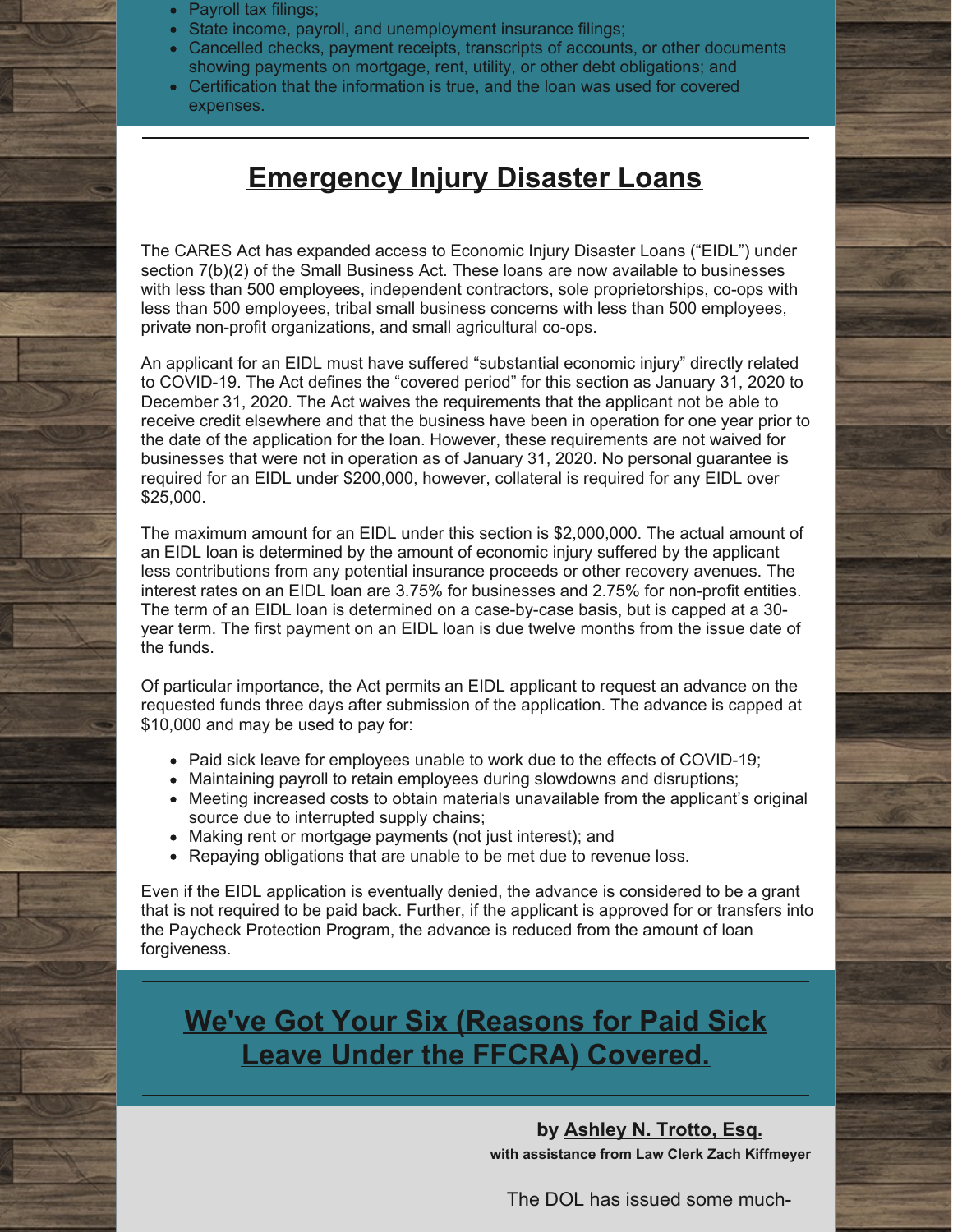- Payroll tax filings;
- State income, payroll, and unemployment insurance filings;
- Cancelled checks, payment receipts, transcripts of accounts, or other documents showing payments on mortgage, rent, utility, or other debt obligations; and
- Certification that the information is true, and the loan was used for covered expenses.

## Emergency Injury Disaster Loans

The CARES Act has expanded access to Economic Injury Disaster Loans ("EIDL") under section 7(b)(2) of the Small Business Act. These loans are now available to businesses with less than 500 employees, independent contractors, sole proprietorships, co-ops with less than 500 employees, tribal small business concerns with less than 500 employees, private non-profit organizations, and small agricultural co-ops.

An applicant for an EIDL must have suffered "substantial economic injury" directly related to COVID-19. The Act defines the "covered period" for this section as January 31, 2020 to December 31, 2020. The Act waives the requirements that the applicant not be able to receive credit elsewhere and that the business have been in operation for one year prior to the date of the application for the loan. However, these requirements are not waived for businesses that were not in operation as of January 31, 2020. No personal guarantee is required for an EIDL under $200,000, however, collateral is required for any EIDL over $25,000.

The maximum amount for an EIDL under this section is $2,000,000. The actual amount of an EIDL loan is determined by the amount of economic injury suffered by the applicant less contributions from any potential insurance proceeds or other recovery avenues. The interest rates on an EIDL loan are 3.75% for businesses and 2.75% for non-profit entities. The term of an EIDL loan is determined on a case-by-case basis, but is capped at a 30-year term. The first payment on an EIDL loan is due twelve months from the issue date of the funds.

Of particular importance, the Act permits an EIDL applicant to request an advance on the requested funds three days after submission of the application. The advance is capped at $10,000 and may be used to pay for:

- Paid sick leave for employees unable to work due to the effects of COVID-19;
- Maintaining payroll to retain employees during slowdowns and disruptions;
- Meeting increased costs to obtain materials unavailable from the applicant's original source due to interrupted supply chains;
- Making rent or mortgage payments (not just interest); and
- Repaying obligations that are unable to be met due to revenue loss.

Even if the EIDL application is eventually denied, the advance is considered to be a grant that is not required to be paid back. Further, if the applicant is approved for or transfers into the Paycheck Protection Program, the advance is reduced from the amount of loan forgiveness.

## We've Got Your Six (Reasons for Paid Sick Leave Under the FFCRA) Covered.

**by Ashley N. Trotto, Esq.**
**with assistance from Law Clerk Zach Kiffmeyer**

The DOL has issued some much-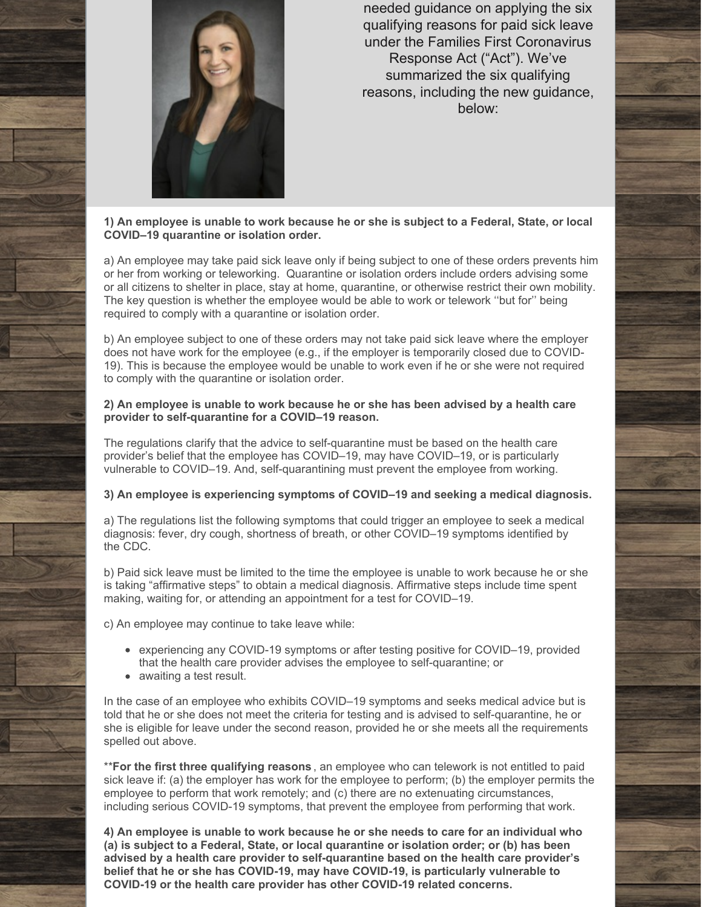needed guidance on applying the six qualifying reasons for paid sick leave under the Families First Coronavirus Response Act ("Act"). We've summarized the six qualifying reasons, including the new guidance, below:

**1) An employee is unable to work because he or she is subject to a Federal, State, or local COVID–19 quarantine or isolation order.**

a) An employee may take paid sick leave only if being subject to one of these orders prevents him or her from working or teleworking. Quarantine or isolation orders include orders advising some or all citizens to shelter in place, stay at home, quarantine, or otherwise restrict their own mobility. The key question is whether the employee would be able to work or telework ''but for'' being required to comply with a quarantine or isolation order.

b) An employee subject to one of these orders may not take paid sick leave where the employer does not have work for the employee (e.g., if the employer is temporarily closed due to COVID-19). This is because the employee would be unable to work even if he or she were not required to comply with the quarantine or isolation order.

**2) An employee is unable to work because he or she has been advised by a health care provider to self-quarantine for a COVID–19 reason.**

The regulations clarify that the advice to self-quarantine must be based on the health care provider's belief that the employee has COVID–19, may have COVID–19, or is particularly vulnerable to COVID–19. And, self-quarantining must prevent the employee from working.

**3) An employee is experiencing symptoms of COVID–19 and seeking a medical diagnosis.**

a) The regulations list the following symptoms that could trigger an employee to seek a medical diagnosis: fever, dry cough, shortness of breath, or other COVID–19 symptoms identified by the CDC.

b) Paid sick leave must be limited to the time the employee is unable to work because he or she is taking "affirmative steps" to obtain a medical diagnosis. Affirmative steps include time spent making, waiting for, or attending an appointment for a test for COVID–19.

c) An employee may continue to take leave while:

- experiencing any COVID-19 symptoms or after testing positive for COVID–19, provided that the health care provider advises the employee to self-quarantine; or
- awaiting a test result.

In the case of an employee who exhibits COVID–19 symptoms and seeks medical advice but is told that he or she does not meet the criteria for testing and is advised to self-quarantine, he or she is eligible for leave under the second reason, provided he or she meets all the requirements spelled out above.

****For the first three qualifying reasons**, an employee who can telework is not entitled to paid sick leave if: (a) the employer has work for the employee to perform; (b) the employer permits the employee to perform that work remotely; and (c) there are no extenuating circumstances, including serious COVID-19 symptoms, that prevent the employee from performing that work.

**4) An employee is unable to work because he or she needs to care for an individual who (a) is subject to a Federal, State, or local quarantine or isolation order; or (b) has been advised by a health care provider to self-quarantine based on the health care provider's belief that he or she has COVID-19, may have COVID-19, is particularly vulnerable to COVID-19 or the health care provider has other COVID-19 related concerns.**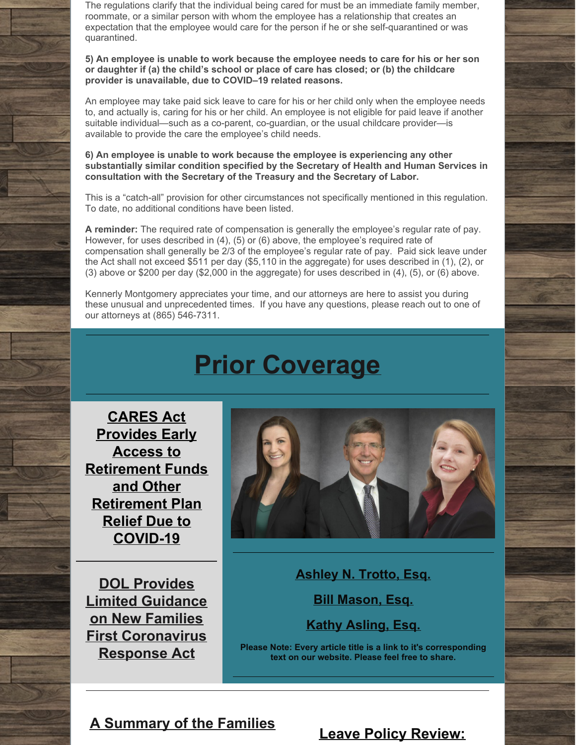The regulations clarify that the individual being cared for must be an immediate family member, roommate, or a similar person with whom the employee has a relationship that creates an expectation that the employee would care for the person if he or she self-quarantined or was quarantined.

**5) An employee is unable to work because the employee needs to care for his or her son or daughter if (a) the child's school or place of care has closed; or (b) the childcare provider is unavailable, due to COVID–19 related reasons.**

An employee may take paid sick leave to care for his or her child only when the employee needs to, and actually is, caring for his or her child. An employee is not eligible for paid leave if another suitable individual—such as a co-parent, co-guardian, or the usual childcare provider—is available to provide the care the employee's child needs.

**6) An employee is unable to work because the employee is experiencing any other substantially similar condition specified by the Secretary of Health and Human Services in consultation with the Secretary of the Treasury and the Secretary of Labor.**

This is a "catch-all" provision for other circumstances not specifically mentioned in this regulation. To date, no additional conditions have been listed.

**A reminder:** The required rate of compensation is generally the employee's regular rate of pay. However, for uses described in (4), (5) or (6) above, the employee's required rate of compensation shall generally be 2/3 of the employee's regular rate of pay. Paid sick leave under the Act shall not exceed $511 per day ($5,110 in the aggregate) for uses described in (1), (2), or (3) above or $200 per day ($2,000 in the aggregate) for uses described in (4), (5), or (6) above.

Kennerly Montgomery appreciates your time, and our attorneys are here to assist you during these unusual and unprecedented times. If you have any questions, please reach out to one of our attorneys at (865) 546-7311.

# Prior Coverage

**CARES Act Provides Early Access to Retirement Funds and Other Retirement Plan Relief Due to COVID-19**

**DOL Provides Limited Guidance on New Families First Coronavirus Response Act**

**Ashley N. Trotto, Esq.**

**Bill Mason, Esq.**

**Kathy Asling, Esq.**

**Please Note: Every article title is a link to it's corresponding text on our website. Please feel free to share.**

**A Summary of the Families**

**Leave Policy Review:**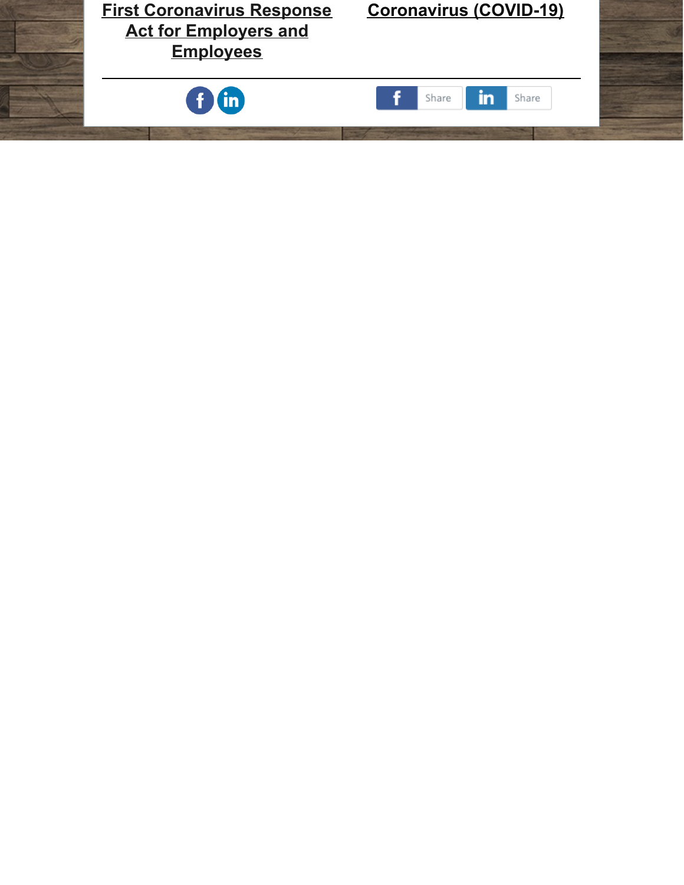**First Coronavirus Response Act for Employers and Employees**

**Coronavirus (COVID-19)**

---

Share Share